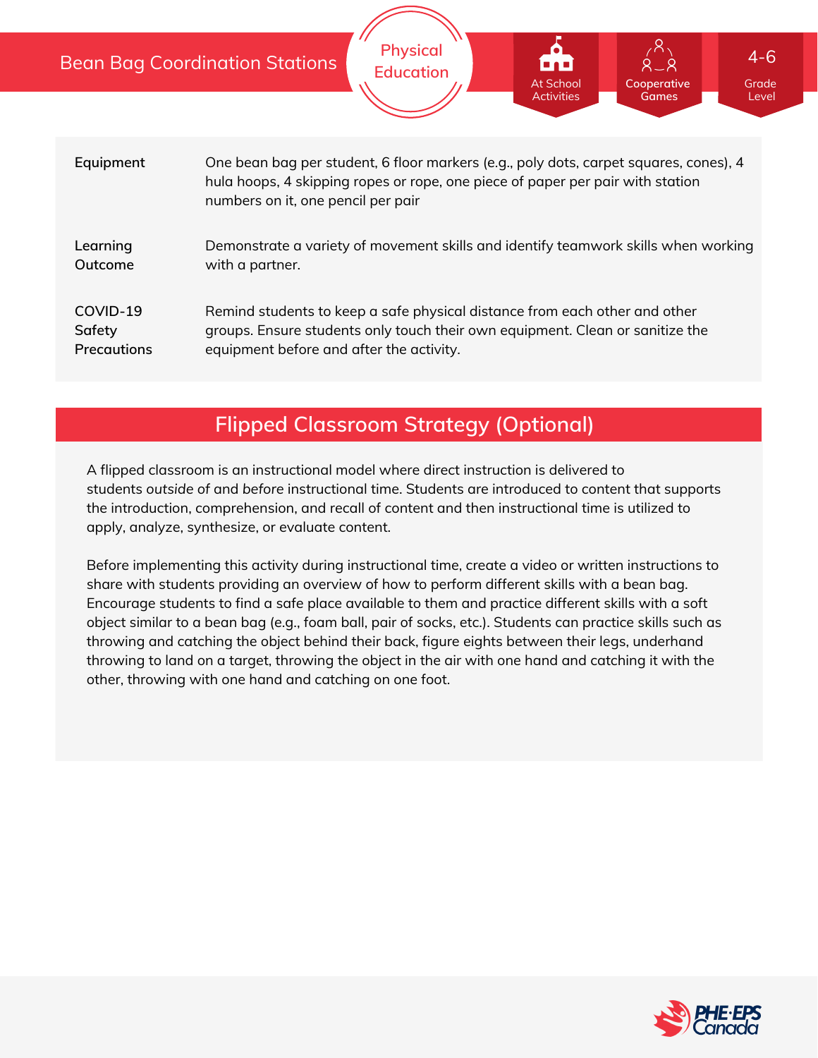# Bean Bag Coordination Stations

Physical Education

At School Activities | Cooperative Games | 4-6 Grade Level

| | |
|---|---|
| **Equipment** | One bean bag per student, 6 floor markers (e.g., poly dots, carpet squares, cones), 4 hula hoops, 4 skipping ropes or rope, one piece of paper per pair with station numbers on it, one pencil per pair |
| **Learning Outcome** | Demonstrate a variety of movement skills and identify teamwork skills when working with a partner. |
| **COVID-19 Safety Precautions** | Remind students to keep a safe physical distance from each other and other groups. Ensure students only touch their own equipment. Clean or sanitize the equipment before and after the activity. |

## Flipped Classroom Strategy (Optional)

A flipped classroom is an instructional model where direct instruction is delivered to students *outside* of and *before* instructional time. Students are introduced to content that supports the introduction, comprehension, and recall of content and then instructional time is utilized to apply, analyze, synthesize, or evaluate content.

Before implementing this activity during instructional time, create a video or written instructions to share with students providing an overview of how to perform different skills with a bean bag. Encourage students to find a safe place available to them and practice different skills with a soft object similar to a bean bag (e.g., foam ball, pair of socks, etc.). Students can practice skills such as throwing and catching the object behind their back, figure eights between their legs, underhand throwing to land on a target, throwing the object in the air with one hand and catching it with the other, throwing with one hand and catching on one foot.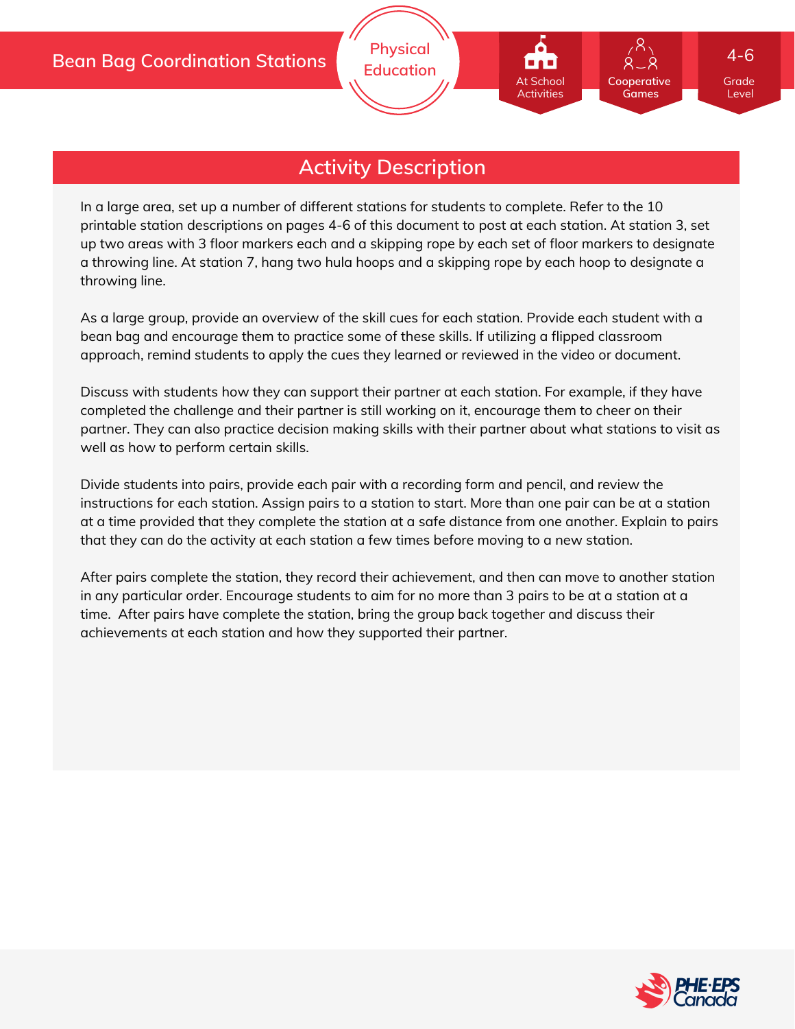## Activity Description

In a large area, set up a number of different stations for students to complete. Refer to the 10 printable station descriptions on pages 4-6 of this document to post at each station. At station 3, set up two areas with 3 floor markers each and a skipping rope by each set of floor markers to designate a throwing line. At station 7, hang two hula hoops and a skipping rope by each hoop to designate a throwing line.

As a large group, provide an overview of the skill cues for each station. Provide each student with a bean bag and encourage them to practice some of these skills. If utilizing a flipped classroom approach, remind students to apply the cues they learned or reviewed in the video or document.

Discuss with students how they can support their partner at each station. For example, if they have completed the challenge and their partner is still working on it, encourage them to cheer on their partner. They can also practice decision making skills with their partner about what stations to visit as well as how to perform certain skills.

Divide students into pairs, provide each pair with a recording form and pencil, and review the instructions for each station. Assign pairs to a station to start. More than one pair can be at a station at a time provided that they complete the station at a safe distance from one another. Explain to pairs that they can do the activity at each station a few times before moving to a new station.

After pairs complete the station, they record their achievement, and then can move to another station in any particular order. Encourage students to aim for no more than 3 pairs to be at a station at a time.  After pairs have complete the station, bring the group back together and discuss their achievements at each station and how they supported their partner.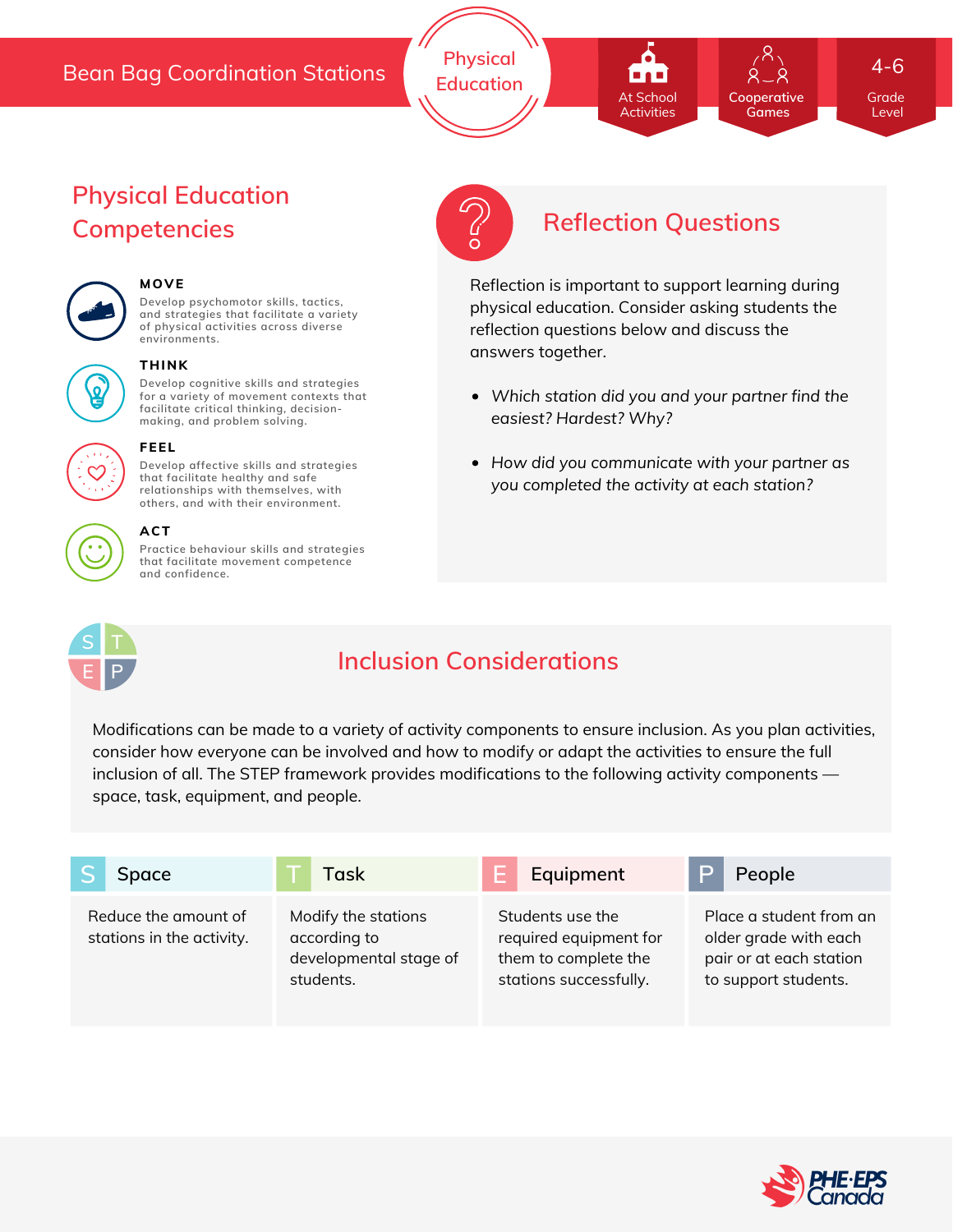Bean Bag Coordination Stations

Physical Education

At School Activities | Cooperative Games | 4-6 Grade Level

## Physical Education Competencies

**MOVE**
Develop psychomotor skills, tactics, and strategies that facilitate a variety of physical activities across diverse environments.

**THINK**
Develop cognitive skills and strategies for a variety of movement contexts that facilitate critical thinking, decision-making, and problem solving.

**FEEL**
Develop affective skills and strategies that facilitate healthy and safe relationships with themselves, with others, and with their environment.

**ACT**
Practice behaviour skills and strategies that facilitate movement competence and confidence.

## Reflection Questions

Reflection is important to support learning during physical education. Consider asking students the reflection questions below and discuss the answers together.

- *Which station did you and your partner find the easiest? Hardest? Why?*
- *How did you communicate with your partner as you completed the activity at each station?*

## Inclusion Considerations

Modifications can be made to a variety of activity components to ensure inclusion. As you plan activities, consider how everyone can be involved and how to modify or adapt the activities to ensure the full inclusion of all. The STEP framework provides modifications to the following activity components — space, task, equipment, and people.

| S Space | T Task | E Equipment | P People |
| --- | --- | --- | --- |
| Reduce the amount of stations in the activity. | Modify the stations according to developmental stage of students. | Students use the required equipment for them to complete the stations successfully. | Place a student from an older grade with each pair or at each station to support students. |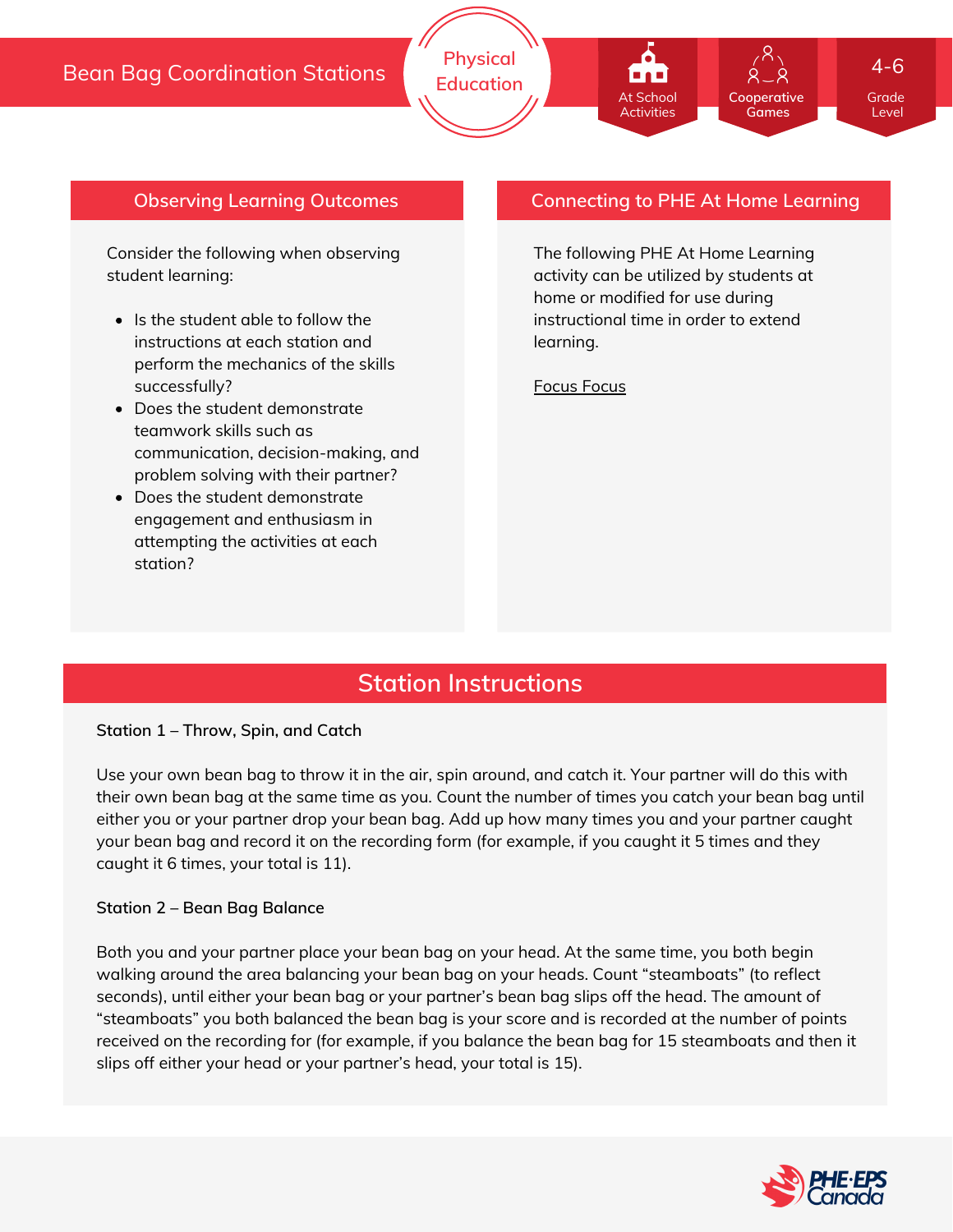# Bean Bag Coordination Stations

Physical Education

At School Activities | Cooperative Games | 4-6 Grade Level

## Observing Learning Outcomes

Consider the following when observing student learning:

- Is the student able to follow the instructions at each station and perform the mechanics of the skills successfully?
- Does the student demonstrate teamwork skills such as communication, decision-making, and problem solving with their partner?
- Does the student demonstrate engagement and enthusiasm in attempting the activities at each station?

## Connecting to PHE At Home Learning

The following PHE At Home Learning activity can be utilized by students at home or modified for use during instructional time in order to extend learning.

Focus Focus

## Station Instructions

**Station 1 – Throw, Spin, and Catch**

Use your own bean bag to throw it in the air, spin around, and catch it. Your partner will do this with their own bean bag at the same time as you. Count the number of times you catch your bean bag until either you or your partner drop your bean bag. Add up how many times you and your partner caught your bean bag and record it on the recording form (for example, if you caught it 5 times and they caught it 6 times, your total is 11).

**Station 2 – Bean Bag Balance**

Both you and your partner place your bean bag on your head. At the same time, you both begin walking around the area balancing your bean bag on your heads. Count "steamboats" (to reflect seconds), until either your bean bag or your partner's bean bag slips off the head. The amount of "steamboats" you both balanced the bean bag is your score and is recorded at the number of points received on the recording for (for example, if you balance the bean bag for 15 steamboats and then it slips off either your head or your partner's head, your total is 15).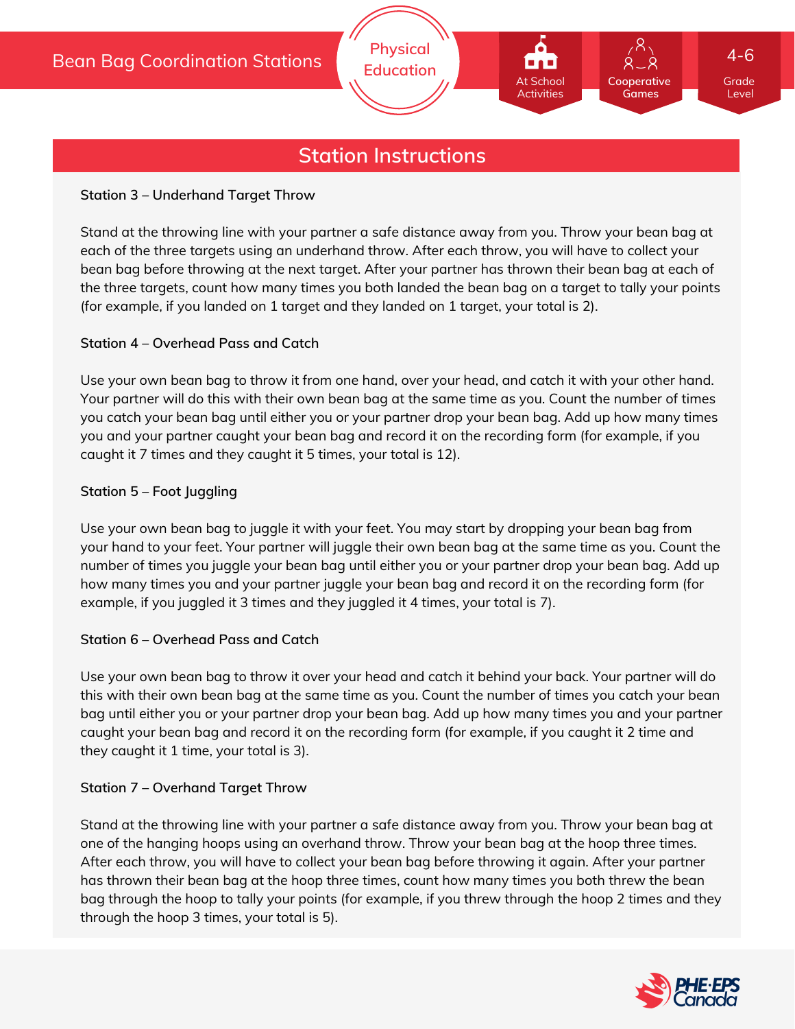## Station Instructions

**Station 3 – Underhand Target Throw**

Stand at the throwing line with your partner a safe distance away from you. Throw your bean bag at each of the three targets using an underhand throw. After each throw, you will have to collect your bean bag before throwing at the next target. After your partner has thrown their bean bag at each of the three targets, count how many times you both landed the bean bag on a target to tally your points (for example, if you landed on 1 target and they landed on 1 target, your total is 2).

**Station 4 – Overhead Pass and Catch**

Use your own bean bag to throw it from one hand, over your head, and catch it with your other hand. Your partner will do this with their own bean bag at the same time as you. Count the number of times you catch your bean bag until either you or your partner drop your bean bag. Add up how many times you and your partner caught your bean bag and record it on the recording form (for example, if you caught it 7 times and they caught it 5 times, your total is 12).

**Station 5 – Foot Juggling**

Use your own bean bag to juggle it with your feet. You may start by dropping your bean bag from your hand to your feet. Your partner will juggle their own bean bag at the same time as you. Count the number of times you juggle your bean bag until either you or your partner drop your bean bag. Add up how many times you and your partner juggle your bean bag and record it on the recording form (for example, if you juggled it 3 times and they juggled it 4 times, your total is 7).

**Station 6 – Overhead Pass and Catch**

Use your own bean bag to throw it over your head and catch it behind your back. Your partner will do this with their own bean bag at the same time as you. Count the number of times you catch your bean bag until either you or your partner drop your bean bag. Add up how many times you and your partner caught your bean bag and record it on the recording form (for example, if you caught it 2 time and they caught it 1 time, your total is 3).

**Station 7 – Overhand Target Throw**

Stand at the throwing line with your partner a safe distance away from you. Throw your bean bag at one of the hanging hoops using an overhand throw. Throw your bean bag at the hoop three times. After each throw, you will have to collect your bean bag before throwing it again. After your partner has thrown their bean bag at the hoop three times, count how many times you both threw the bean bag through the hoop to tally your points (for example, if you threw through the hoop 2 times and they through the hoop 3 times, your total is 5).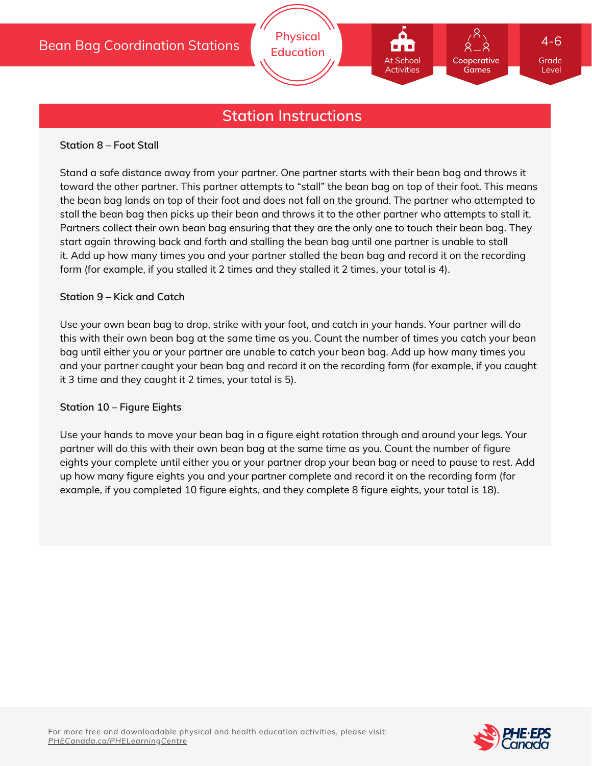## Station Instructions

**Station 8 – Foot Stall**

Stand a safe distance away from your partner. One partner starts with their bean bag and throws it toward the other partner. This partner attempts to "stall" the bean bag on top of their foot. This means the bean bag lands on top of their foot and does not fall on the ground. The partner who attempted to stall the bean bag then picks up their bean and throws it to the other partner who attempts to stall it. Partners collect their own bean bag ensuring that they are the only one to touch their bean bag. They start again throwing back and forth and stalling the bean bag until one partner is unable to stall it. Add up how many times you and your partner stalled the bean bag and record it on the recording form (for example, if you stalled it 2 times and they stalled it 2 times, your total is 4).

**Station 9 – Kick and Catch**

Use your own bean bag to drop, strike with your foot, and catch in your hands. Your partner will do this with their own bean bag at the same time as you. Count the number of times you catch your bean bag until either you or your partner are unable to catch your bean bag. Add up how many times you and your partner caught your bean bag and record it on the recording form (for example, if you caught it 3 time and they caught it 2 times, your total is 5).

**Station 10 – Figure Eights**

Use your hands to move your bean bag in a figure eight rotation through and around your legs. Your partner will do this with their own bean bag at the same time as you. Count the number of figure eights your complete until either you or your partner drop your bean bag or need to pause to rest. Add up how many figure eights you and your partner complete and record it on the recording form (for example, if you completed 10 figure eights, and they complete 8 figure eights, your total is 18).